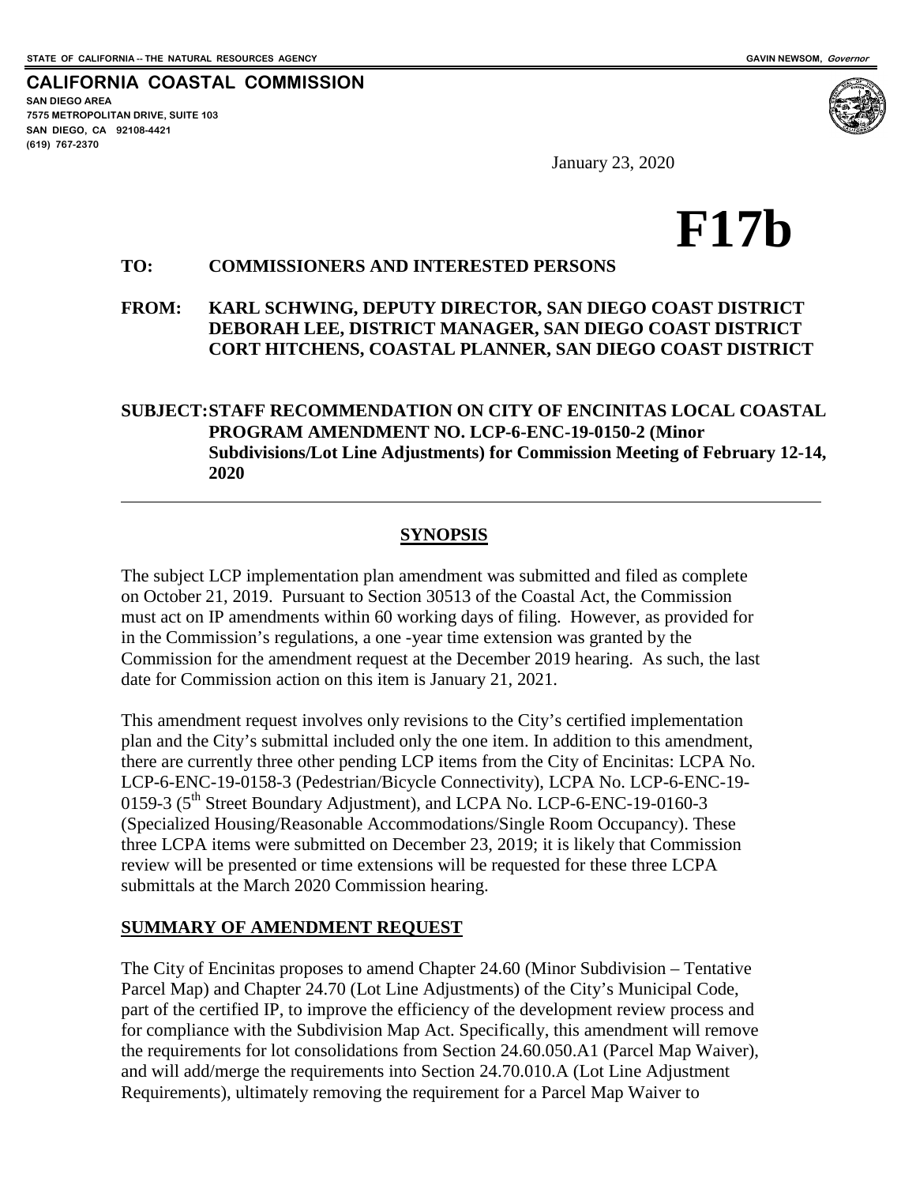STATE OF CALIFORNIA -- THE NATURAL RESOURCES AGENCY GAVIN NEWSOM, *Governor*

**CALIFORNIA COASTAL COMMISSION**
**SAN DIEGO AREA**
**7575 METROPOLITAN DRIVE, SUITE 103**
**SAN DIEGO, CA 92108-4421**
**(619) 767-2370**

January 23, 2020

# F17b

**TO: COMMISSIONERS AND INTERESTED PERSONS**

**FROM: KARL SCHWING, DEPUTY DIRECTOR, SAN DIEGO COAST DISTRICT**
**DEBORAH LEE, DISTRICT MANAGER, SAN DIEGO COAST DISTRICT**
**CORT HITCHENS, COASTAL PLANNER, SAN DIEGO COAST DISTRICT**

**SUBJECT: STAFF RECOMMENDATION ON CITY OF ENCINITAS LOCAL COASTAL PROGRAM AMENDMENT NO. LCP-6-ENC-19-0150-2 (Minor Subdivisions/Lot Line Adjustments) for Commission Meeting of February 12-14, 2020**

---

## SYNOPSIS

The subject LCP implementation plan amendment was submitted and filed as complete on October 21, 2019. Pursuant to Section 30513 of the Coastal Act, the Commission must act on IP amendments within 60 working days of filing. However, as provided for in the Commission's regulations, a one -year time extension was granted by the Commission for the amendment request at the December 2019 hearing. As such, the last date for Commission action on this item is January 21, 2021.

This amendment request involves only revisions to the City's certified implementation plan and the City's submittal included only the one item. In addition to this amendment, there are currently three other pending LCP items from the City of Encinitas: LCPA No. LCP-6-ENC-19-0158-3 (Pedestrian/Bicycle Connectivity), LCPA No. LCP-6-ENC-19-0159-3 (5th Street Boundary Adjustment), and LCPA No. LCP-6-ENC-19-0160-3 (Specialized Housing/Reasonable Accommodations/Single Room Occupancy). These three LCPA items were submitted on December 23, 2019; it is likely that Commission review will be presented or time extensions will be requested for these three LCPA submittals at the March 2020 Commission hearing.

## SUMMARY OF AMENDMENT REQUEST

The City of Encinitas proposes to amend Chapter 24.60 (Minor Subdivision – Tentative Parcel Map) and Chapter 24.70 (Lot Line Adjustments) of the City's Municipal Code, part of the certified IP, to improve the efficiency of the development review process and for compliance with the Subdivision Map Act. Specifically, this amendment will remove the requirements for lot consolidations from Section 24.60.050.A1 (Parcel Map Waiver), and will add/merge the requirements into Section 24.70.010.A (Lot Line Adjustment Requirements), ultimately removing the requirement for a Parcel Map Waiver to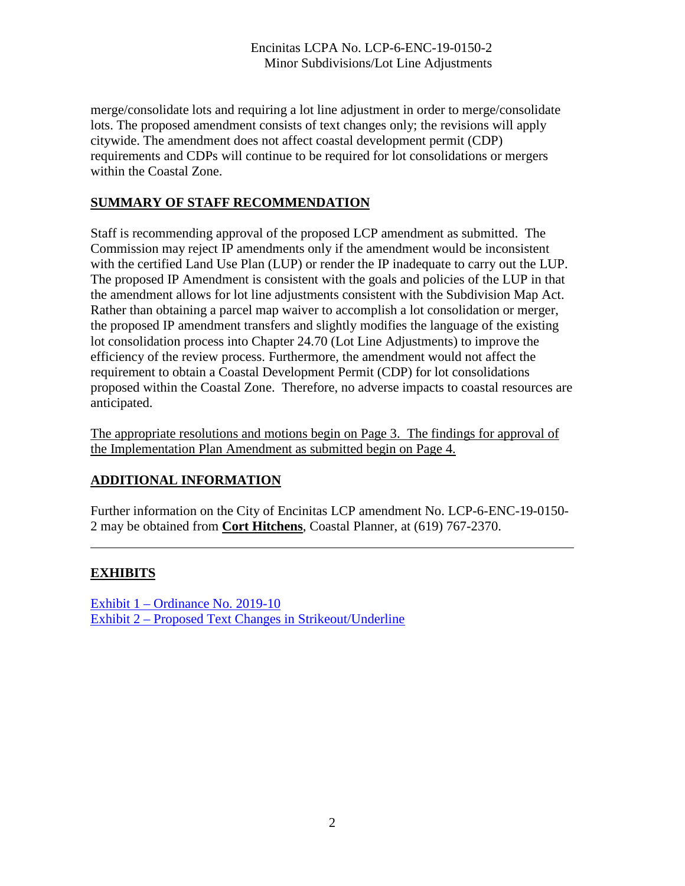merge/consolidate lots and requiring a lot line adjustment in order to merge/consolidate lots. The proposed amendment consists of text changes only; the revisions will apply citywide. The amendment does not affect coastal development permit (CDP) requirements and CDPs will continue to be required for lot consolidations or mergers within the Coastal Zone.

## SUMMARY OF STAFF RECOMMENDATION

Staff is recommending approval of the proposed LCP amendment as submitted. The Commission may reject IP amendments only if the amendment would be inconsistent with the certified Land Use Plan (LUP) or render the IP inadequate to carry out the LUP. The proposed IP Amendment is consistent with the goals and policies of the LUP in that the amendment allows for lot line adjustments consistent with the Subdivision Map Act. Rather than obtaining a parcel map waiver to accomplish a lot consolidation or merger, the proposed IP amendment transfers and slightly modifies the language of the existing lot consolidation process into Chapter 24.70 (Lot Line Adjustments) to improve the efficiency of the review process. Furthermore, the amendment would not affect the requirement to obtain a Coastal Development Permit (CDP) for lot consolidations proposed within the Coastal Zone. Therefore, no adverse impacts to coastal resources are anticipated.

The appropriate resolutions and motions begin on Page 3. The findings for approval of the Implementation Plan Amendment as submitted begin on Page 4.

## ADDITIONAL INFORMATION

Further information on the City of Encinitas LCP amendment No. LCP-6-ENC-19-0150-2 may be obtained from **Cort Hitchens**, Coastal Planner, at (619) 767-2370.

---

## EXHIBITS

Exhibit 1 – Ordinance No. 2019-10
Exhibit 2 – Proposed Text Changes in Strikeout/Underline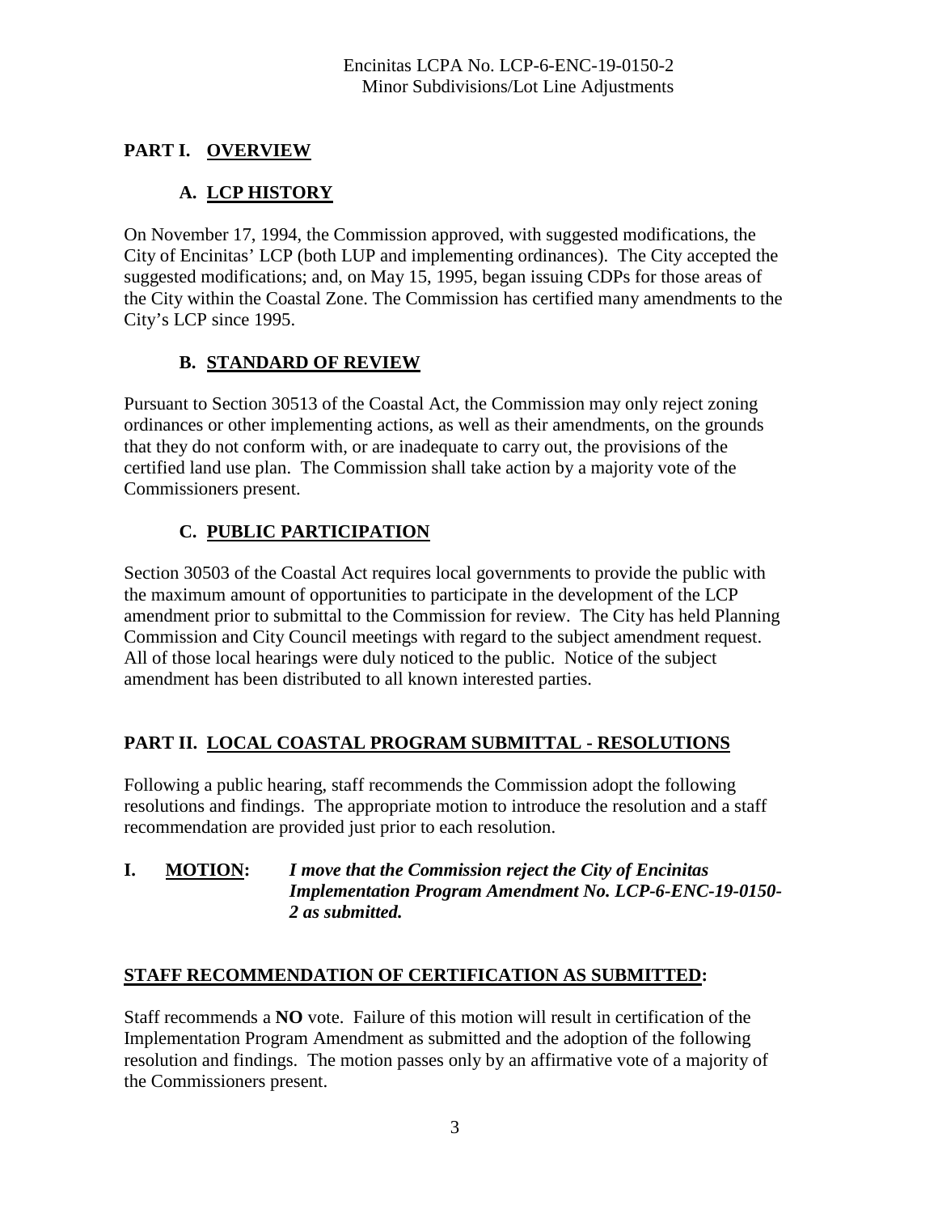# PART I. OVERVIEW

## A. LCP HISTORY

On November 17, 1994, the Commission approved, with suggested modifications, the City of Encinitas' LCP (both LUP and implementing ordinances). The City accepted the suggested modifications; and, on May 15, 1995, began issuing CDPs for those areas of the City within the Coastal Zone. The Commission has certified many amendments to the City's LCP since 1995.

## B. STANDARD OF REVIEW

Pursuant to Section 30513 of the Coastal Act, the Commission may only reject zoning ordinances or other implementing actions, as well as their amendments, on the grounds that they do not conform with, or are inadequate to carry out, the provisions of the certified land use plan. The Commission shall take action by a majority vote of the Commissioners present.

## C. PUBLIC PARTICIPATION

Section 30503 of the Coastal Act requires local governments to provide the public with the maximum amount of opportunities to participate in the development of the LCP amendment prior to submittal to the Commission for review. The City has held Planning Commission and City Council meetings with regard to the subject amendment request. All of those local hearings were duly noticed to the public. Notice of the subject amendment has been distributed to all known interested parties.

# PART II. LOCAL COASTAL PROGRAM SUBMITTAL - RESOLUTIONS

Following a public hearing, staff recommends the Commission adopt the following resolutions and findings. The appropriate motion to introduce the resolution and a staff recommendation are provided just prior to each resolution.

**I. MOTION:** ***I move that the Commission reject the City of Encinitas Implementation Program Amendment No. LCP-6-ENC-19-0150-2 as submitted.***

**STAFF RECOMMENDATION OF CERTIFICATION AS SUBMITTED:**

Staff recommends a **NO** vote. Failure of this motion will result in certification of the Implementation Program Amendment as submitted and the adoption of the following resolution and findings. The motion passes only by an affirmative vote of a majority of the Commissioners present.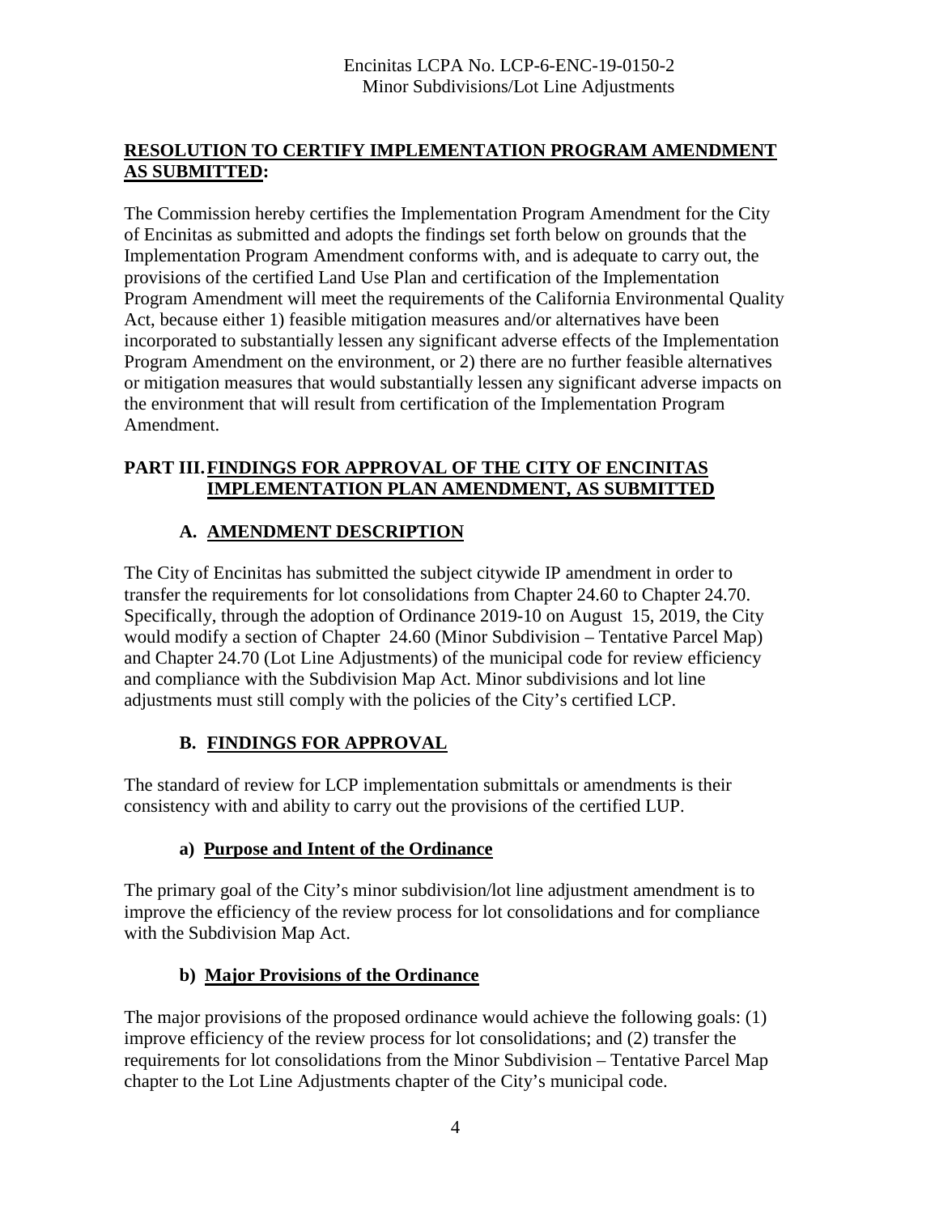## **RESOLUTION TO CERTIFY IMPLEMENTATION PROGRAM AMENDMENT AS SUBMITTED:**

The Commission hereby certifies the Implementation Program Amendment for the City of Encinitas as submitted and adopts the findings set forth below on grounds that the Implementation Program Amendment conforms with, and is adequate to carry out, the provisions of the certified Land Use Plan and certification of the Implementation Program Amendment will meet the requirements of the California Environmental Quality Act, because either 1) feasible mitigation measures and/or alternatives have been incorporated to substantially lessen any significant adverse effects of the Implementation Program Amendment on the environment, or 2) there are no further feasible alternatives or mitigation measures that would substantially lessen any significant adverse impacts on the environment that will result from certification of the Implementation Program Amendment.

## **PART III. FINDINGS FOR APPROVAL OF THE CITY OF ENCINITAS IMPLEMENTATION PLAN AMENDMENT, AS SUBMITTED**

### **A. AMENDMENT DESCRIPTION**

The City of Encinitas has submitted the subject citywide IP amendment in order to transfer the requirements for lot consolidations from Chapter 24.60 to Chapter 24.70. Specifically, through the adoption of Ordinance 2019-10 on August 15, 2019, the City would modify a section of Chapter 24.60 (Minor Subdivision – Tentative Parcel Map) and Chapter 24.70 (Lot Line Adjustments) of the municipal code for review efficiency and compliance with the Subdivision Map Act. Minor subdivisions and lot line adjustments must still comply with the policies of the City's certified LCP.

### **B. FINDINGS FOR APPROVAL**

The standard of review for LCP implementation submittals or amendments is their consistency with and ability to carry out the provisions of the certified LUP.

#### **a) Purpose and Intent of the Ordinance**

The primary goal of the City's minor subdivision/lot line adjustment amendment is to improve the efficiency of the review process for lot consolidations and for compliance with the Subdivision Map Act.

#### **b) Major Provisions of the Ordinance**

The major provisions of the proposed ordinance would achieve the following goals: (1) improve efficiency of the review process for lot consolidations; and (2) transfer the requirements for lot consolidations from the Minor Subdivision – Tentative Parcel Map chapter to the Lot Line Adjustments chapter of the City's municipal code.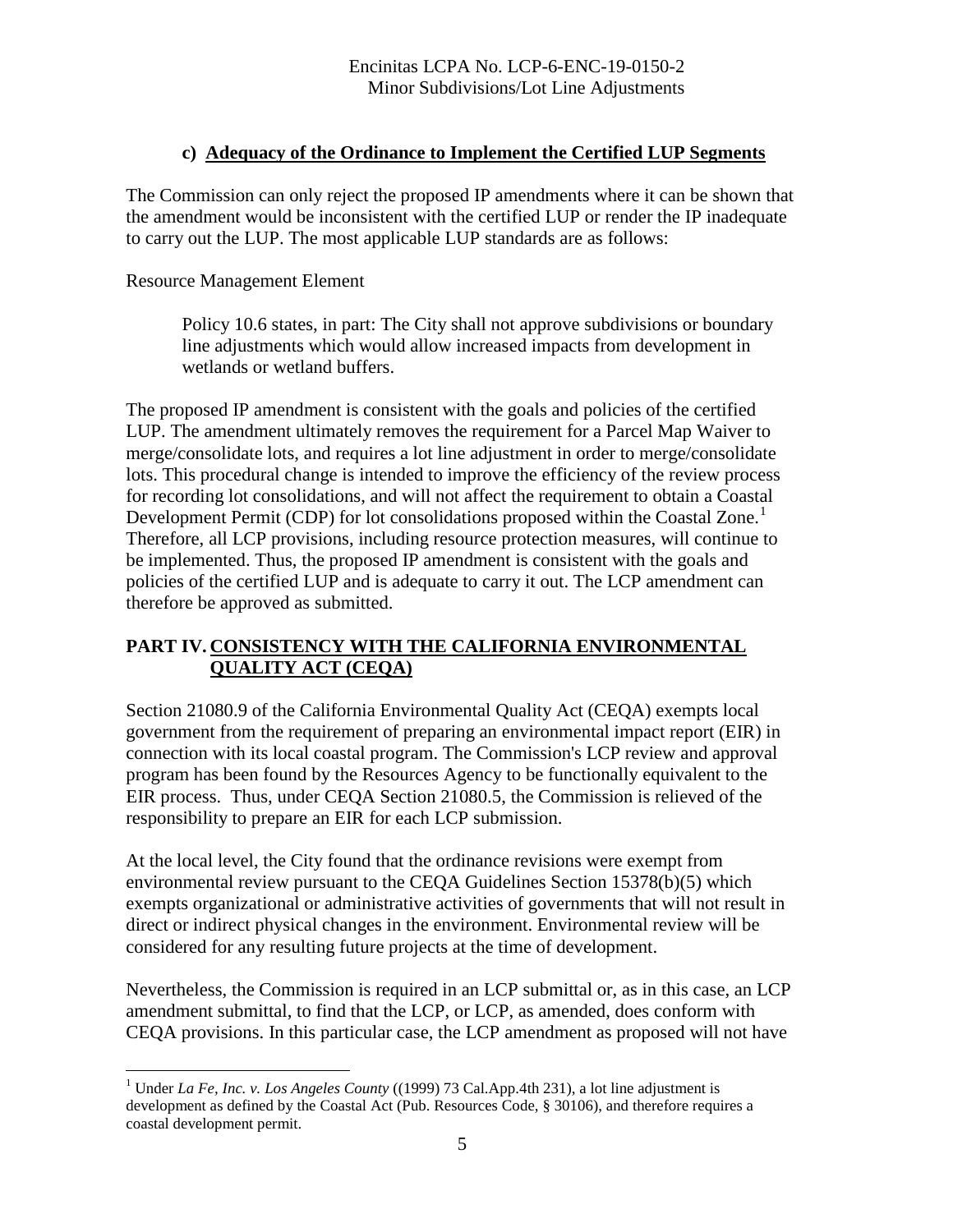### c) Adequacy of the Ordinance to Implement the Certified LUP Segments

The Commission can only reject the proposed IP amendments where it can be shown that the amendment would be inconsistent with the certified LUP or render the IP inadequate to carry out the LUP. The most applicable LUP standards are as follows:

Resource Management Element

> Policy 10.6 states, in part: The City shall not approve subdivisions or boundary line adjustments which would allow increased impacts from development in wetlands or wetland buffers.

The proposed IP amendment is consistent with the goals and policies of the certified LUP. The amendment ultimately removes the requirement for a Parcel Map Waiver to merge/consolidate lots, and requires a lot line adjustment in order to merge/consolidate lots. This procedural change is intended to improve the efficiency of the review process for recording lot consolidations, and will not affect the requirement to obtain a Coastal Development Permit (CDP) for lot consolidations proposed within the Coastal Zone.[1] Therefore, all LCP provisions, including resource protection measures, will continue to be implemented. Thus, the proposed IP amendment is consistent with the goals and policies of the certified LUP and is adequate to carry it out. The LCP amendment can therefore be approved as submitted.

## PART IV. CONSISTENCY WITH THE CALIFORNIA ENVIRONMENTAL QUALITY ACT (CEQA)

Section 21080.9 of the California Environmental Quality Act (CEQA) exempts local government from the requirement of preparing an environmental impact report (EIR) in connection with its local coastal program. The Commission's LCP review and approval program has been found by the Resources Agency to be functionally equivalent to the EIR process. Thus, under CEQA Section 21080.5, the Commission is relieved of the responsibility to prepare an EIR for each LCP submission.

At the local level, the City found that the ordinance revisions were exempt from environmental review pursuant to the CEQA Guidelines Section 15378(b)(5) which exempts organizational or administrative activities of governments that will not result in direct or indirect physical changes in the environment. Environmental review will be considered for any resulting future projects at the time of development.

Nevertheless, the Commission is required in an LCP submittal or, as in this case, an LCP amendment submittal, to find that the LCP, or LCP, as amended, does conform with CEQA provisions. In this particular case, the LCP amendment as proposed will not have

---

[1] Under *La Fe, Inc. v. Los Angeles County* ((1999) 73 Cal.App.4th 231), a lot line adjustment is development as defined by the Coastal Act (Pub. Resources Code, § 30106), and therefore requires a coastal development permit.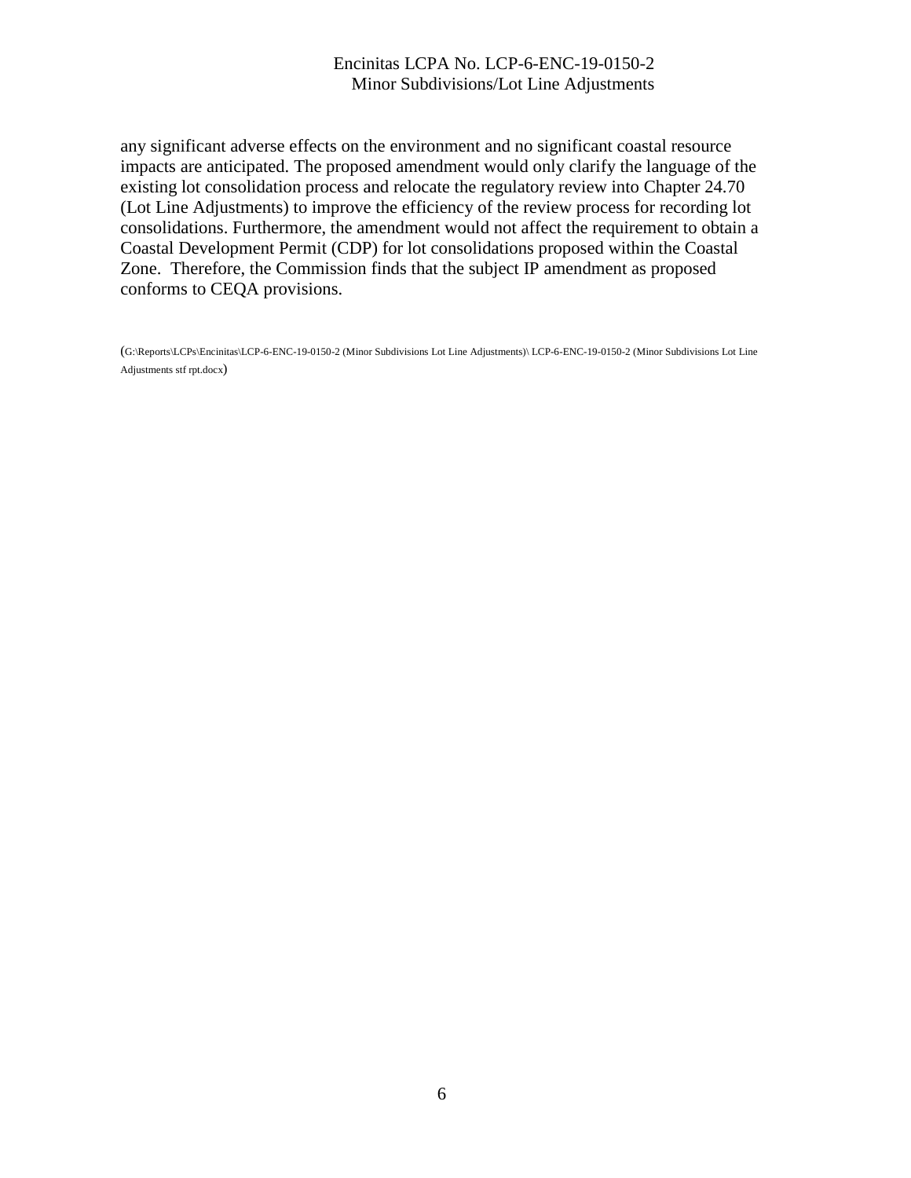any significant adverse effects on the environment and no significant coastal resource impacts are anticipated. The proposed amendment would only clarify the language of the existing lot consolidation process and relocate the regulatory review into Chapter 24.70 (Lot Line Adjustments) to improve the efficiency of the review process for recording lot consolidations. Furthermore, the amendment would not affect the requirement to obtain a Coastal Development Permit (CDP) for lot consolidations proposed within the Coastal Zone. Therefore, the Commission finds that the subject IP amendment as proposed conforms to CEQA provisions.

(G:\Reports\LCPs\Encinitas\LCP-6-ENC-19-0150-2 (Minor Subdivisions Lot Line Adjustments)\ LCP-6-ENC-19-0150-2 (Minor Subdivisions Lot Line Adjustments stf rpt.docx)